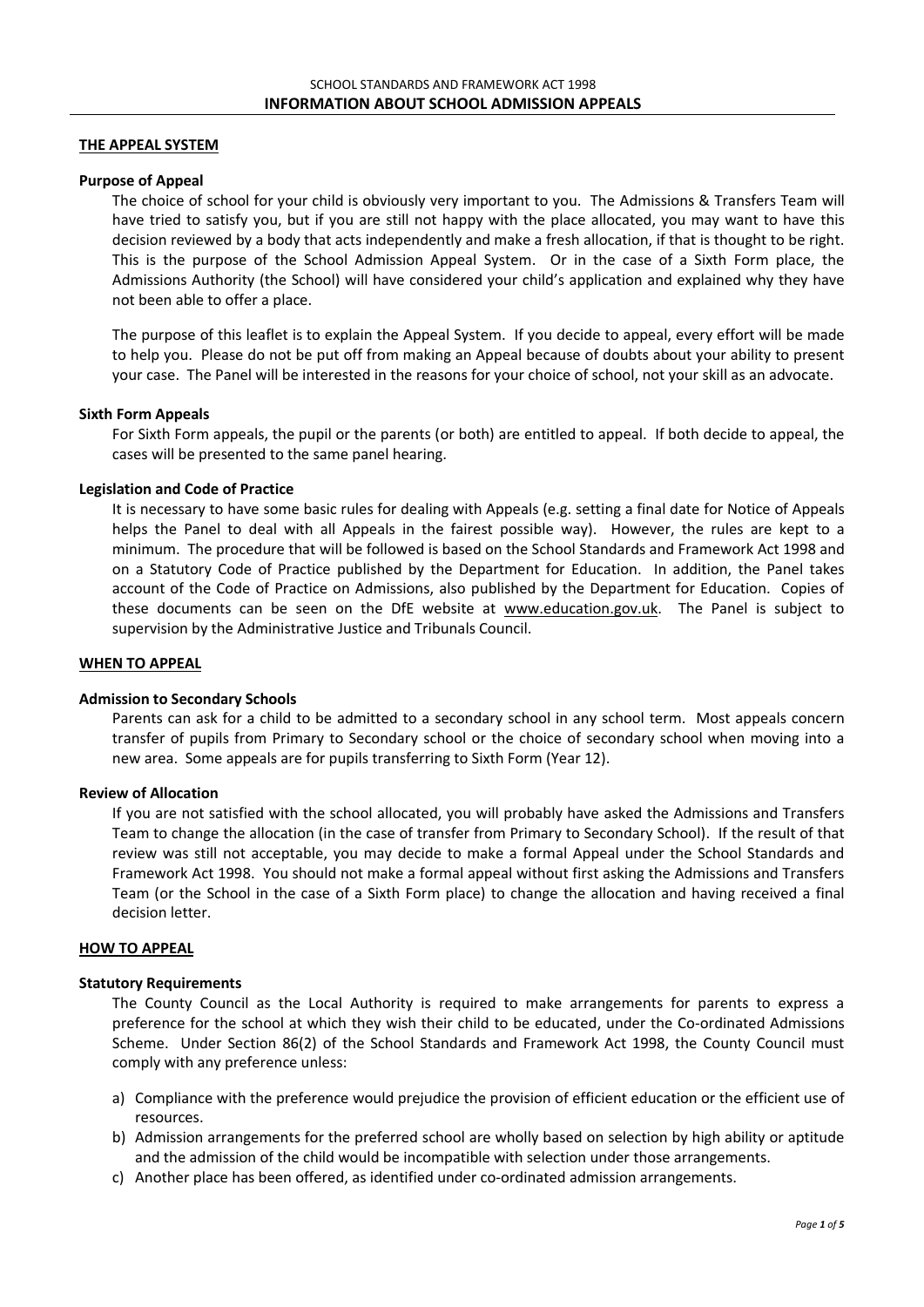SCHOOL STANDARDS AND FRAMEWORK ACT 1998

# INFORMATION ABOUT SCHOOL ADMISSION APPEALS

## THE APPEAL SYSTEM

### Purpose of Appeal

The choice of school for your child is obviously very important to you. The Admissions & Transfers Team will have tried to satisfy you, but if you are still not happy with the place allocated, you may want to have this decision reviewed by a body that acts independently and make a fresh allocation, if that is thought to be right. This is the purpose of the School Admission Appeal System. Or in the case of a Sixth Form place, the Admissions Authority (the School) will have considered your child's application and explained why they have not been able to offer a place.

The purpose of this leaflet is to explain the Appeal System. If you decide to appeal, every effort will be made to help you. Please do not be put off from making an Appeal because of doubts about your ability to present your case. The Panel will be interested in the reasons for your choice of school, not your skill as an advocate.

### Sixth Form Appeals

For Sixth Form appeals, the pupil or the parents (or both) are entitled to appeal. If both decide to appeal, the cases will be presented to the same panel hearing.

### Legislation and Code of Practice

It is necessary to have some basic rules for dealing with Appeals (e.g. setting a final date for Notice of Appeals helps the Panel to deal with all Appeals in the fairest possible way). However, the rules are kept to a minimum. The procedure that will be followed is based on the School Standards and Framework Act 1998 and on a Statutory Code of Practice published by the Department for Education. In addition, the Panel takes account of the Code of Practice on Admissions, also published by the Department for Education. Copies of these documents can be seen on the DfE website at www.education.gov.uk. The Panel is subject to supervision by the Administrative Justice and Tribunals Council.

## WHEN TO APPEAL

### Admission to Secondary Schools

Parents can ask for a child to be admitted to a secondary school in any school term. Most appeals concern transfer of pupils from Primary to Secondary school or the choice of secondary school when moving into a new area. Some appeals are for pupils transferring to Sixth Form (Year 12).

### Review of Allocation

If you are not satisfied with the school allocated, you will probably have asked the Admissions and Transfers Team to change the allocation (in the case of transfer from Primary to Secondary School). If the result of that review was still not acceptable, you may decide to make a formal Appeal under the School Standards and Framework Act 1998. You should not make a formal appeal without first asking the Admissions and Transfers Team (or the School in the case of a Sixth Form place) to change the allocation and having received a final decision letter.

## HOW TO APPEAL

### Statutory Requirements

The County Council as the Local Authority is required to make arrangements for parents to express a preference for the school at which they wish their child to be educated, under the Co-ordinated Admissions Scheme. Under Section 86(2) of the School Standards and Framework Act 1998, the County Council must comply with any preference unless:

a) Compliance with the preference would prejudice the provision of efficient education or the efficient use of resources.
b) Admission arrangements for the preferred school are wholly based on selection by high ability or aptitude and the admission of the child would be incompatible with selection under those arrangements.
c) Another place has been offered, as identified under co-ordinated admission arrangements.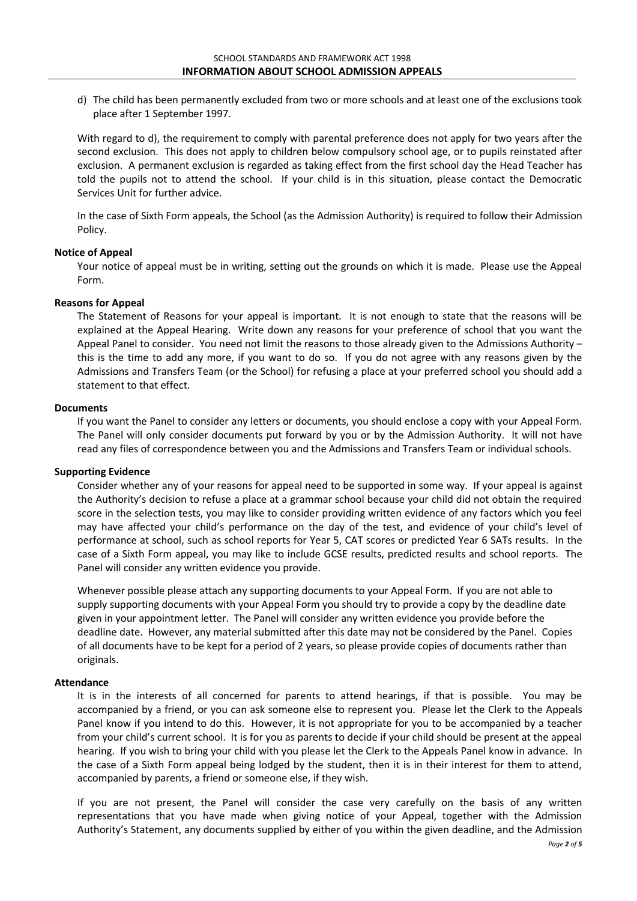d) The child has been permanently excluded from two or more schools and at least one of the exclusions took place after 1 September 1997.

With regard to d), the requirement to comply with parental preference does not apply for two years after the second exclusion. This does not apply to children below compulsory school age, or to pupils reinstated after exclusion. A permanent exclusion is regarded as taking effect from the first school day the Head Teacher has told the pupils not to attend the school. If your child is in this situation, please contact the Democratic Services Unit for further advice.

In the case of Sixth Form appeals, the School (as the Admission Authority) is required to follow their Admission Policy.

**Notice of Appeal**

Your notice of appeal must be in writing, setting out the grounds on which it is made. Please use the Appeal Form.

**Reasons for Appeal**

The Statement of Reasons for your appeal is important. It is not enough to state that the reasons will be explained at the Appeal Hearing. Write down any reasons for your preference of school that you want the Appeal Panel to consider. You need not limit the reasons to those already given to the Admissions Authority – this is the time to add any more, if you want to do so. If you do not agree with any reasons given by the Admissions and Transfers Team (or the School) for refusing a place at your preferred school you should add a statement to that effect.

**Documents**

If you want the Panel to consider any letters or documents, you should enclose a copy with your Appeal Form. The Panel will only consider documents put forward by you or by the Admission Authority. It will not have read any files of correspondence between you and the Admissions and Transfers Team or individual schools.

**Supporting Evidence**

Consider whether any of your reasons for appeal need to be supported in some way. If your appeal is against the Authority's decision to refuse a place at a grammar school because your child did not obtain the required score in the selection tests, you may like to consider providing written evidence of any factors which you feel may have affected your child's performance on the day of the test, and evidence of your child's level of performance at school, such as school reports for Year 5, CAT scores or predicted Year 6 SATs results. In the case of a Sixth Form appeal, you may like to include GCSE results, predicted results and school reports. The Panel will consider any written evidence you provide.

Whenever possible please attach any supporting documents to your Appeal Form. If you are not able to supply supporting documents with your Appeal Form you should try to provide a copy by the deadline date given in your appointment letter. The Panel will consider any written evidence you provide before the deadline date. However, any material submitted after this date may not be considered by the Panel. Copies of all documents have to be kept for a period of 2 years, so please provide copies of documents rather than originals.

**Attendance**

It is in the interests of all concerned for parents to attend hearings, if that is possible. You may be accompanied by a friend, or you can ask someone else to represent you. Please let the Clerk to the Appeals Panel know if you intend to do this. However, it is not appropriate for you to be accompanied by a teacher from your child's current school. It is for you as parents to decide if your child should be present at the appeal hearing. If you wish to bring your child with you please let the Clerk to the Appeals Panel know in advance. In the case of a Sixth Form appeal being lodged by the student, then it is in their interest for them to attend, accompanied by parents, a friend or someone else, if they wish.

If you are not present, the Panel will consider the case very carefully on the basis of any written representations that you have made when giving notice of your Appeal, together with the Admission Authority's Statement, any documents supplied by either of you within the given deadline, and the Admission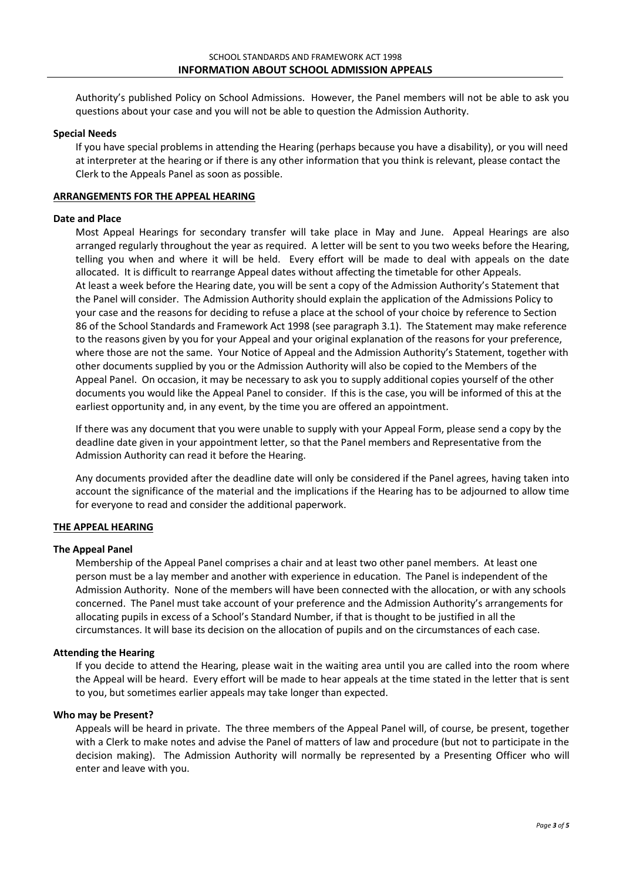Authority's published Policy on School Admissions. However, the Panel members will not be able to ask you questions about your case and you will not be able to question the Admission Authority.

**Special Needs**

If you have special problems in attending the Hearing (perhaps because you have a disability), or you will need at interpreter at the hearing or if there is any other information that you think is relevant, please contact the Clerk to the Appeals Panel as soon as possible.

## ARRANGEMENTS FOR THE APPEAL HEARING

**Date and Place**

Most Appeal Hearings for secondary transfer will take place in May and June. Appeal Hearings are also arranged regularly throughout the year as required. A letter will be sent to you two weeks before the Hearing, telling you when and where it will be held. Every effort will be made to deal with appeals on the date allocated. It is difficult to rearrange Appeal dates without affecting the timetable for other Appeals. At least a week before the Hearing date, you will be sent a copy of the Admission Authority's Statement that the Panel will consider. The Admission Authority should explain the application of the Admissions Policy to your case and the reasons for deciding to refuse a place at the school of your choice by reference to Section 86 of the School Standards and Framework Act 1998 (see paragraph 3.1). The Statement may make reference to the reasons given by you for your Appeal and your original explanation of the reasons for your preference, where those are not the same. Your Notice of Appeal and the Admission Authority's Statement, together with other documents supplied by you or the Admission Authority will also be copied to the Members of the Appeal Panel. On occasion, it may be necessary to ask you to supply additional copies yourself of the other documents you would like the Appeal Panel to consider. If this is the case, you will be informed of this at the earliest opportunity and, in any event, by the time you are offered an appointment.

If there was any document that you were unable to supply with your Appeal Form, please send a copy by the deadline date given in your appointment letter, so that the Panel members and Representative from the Admission Authority can read it before the Hearing.

Any documents provided after the deadline date will only be considered if the Panel agrees, having taken into account the significance of the material and the implications if the Hearing has to be adjourned to allow time for everyone to read and consider the additional paperwork.

## THE APPEAL HEARING

**The Appeal Panel**

Membership of the Appeal Panel comprises a chair and at least two other panel members. At least one person must be a lay member and another with experience in education. The Panel is independent of the Admission Authority. None of the members will have been connected with the allocation, or with any schools concerned. The Panel must take account of your preference and the Admission Authority's arrangements for allocating pupils in excess of a School's Standard Number, if that is thought to be justified in all the circumstances. It will base its decision on the allocation of pupils and on the circumstances of each case.

**Attending the Hearing**

If you decide to attend the Hearing, please wait in the waiting area until you are called into the room where the Appeal will be heard. Every effort will be made to hear appeals at the time stated in the letter that is sent to you, but sometimes earlier appeals may take longer than expected.

**Who may be Present?**

Appeals will be heard in private. The three members of the Appeal Panel will, of course, be present, together with a Clerk to make notes and advise the Panel of matters of law and procedure (but not to participate in the decision making). The Admission Authority will normally be represented by a Presenting Officer who will enter and leave with you.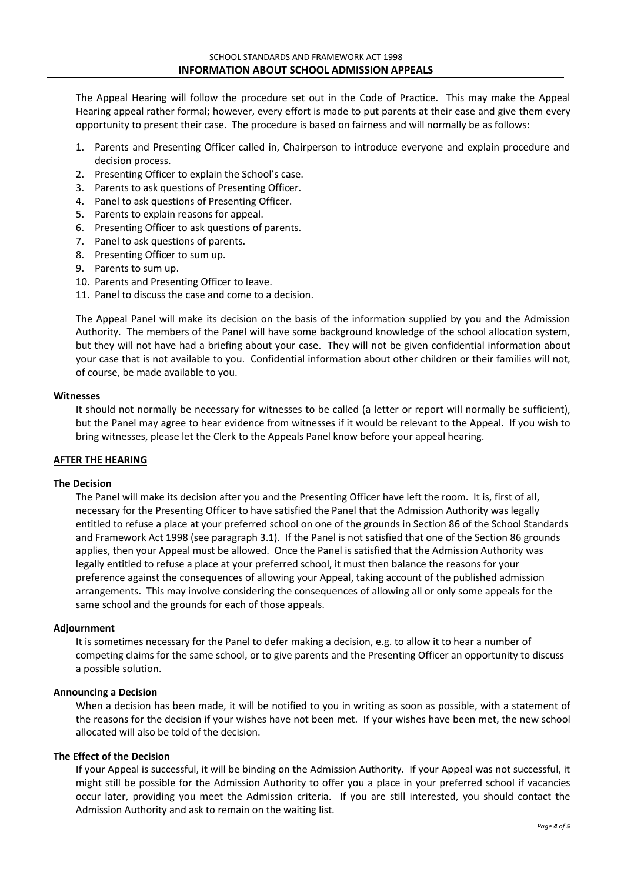The Appeal Hearing will follow the procedure set out in the Code of Practice. This may make the Appeal Hearing appeal rather formal; however, every effort is made to put parents at their ease and give them every opportunity to present their case. The procedure is based on fairness and will normally be as follows:

1. Parents and Presenting Officer called in, Chairperson to introduce everyone and explain procedure and decision process.
2. Presenting Officer to explain the School's case.
3. Parents to ask questions of Presenting Officer.
4. Panel to ask questions of Presenting Officer.
5. Parents to explain reasons for appeal.
6. Presenting Officer to ask questions of parents.
7. Panel to ask questions of parents.
8. Presenting Officer to sum up.
9. Parents to sum up.
10. Parents and Presenting Officer to leave.
11. Panel to discuss the case and come to a decision.

The Appeal Panel will make its decision on the basis of the information supplied by you and the Admission Authority. The members of the Panel will have some background knowledge of the school allocation system, but they will not have had a briefing about your case. They will not be given confidential information about your case that is not available to you. Confidential information about other children or their families will not, of course, be made available to you.

### Witnesses

It should not normally be necessary for witnesses to be called (a letter or report will normally be sufficient), but the Panel may agree to hear evidence from witnesses if it would be relevant to the Appeal. If you wish to bring witnesses, please let the Clerk to the Appeals Panel know before your appeal hearing.

## AFTER THE HEARING

### The Decision

The Panel will make its decision after you and the Presenting Officer have left the room. It is, first of all, necessary for the Presenting Officer to have satisfied the Panel that the Admission Authority was legally entitled to refuse a place at your preferred school on one of the grounds in Section 86 of the School Standards and Framework Act 1998 (see paragraph 3.1). If the Panel is not satisfied that one of the Section 86 grounds applies, then your Appeal must be allowed. Once the Panel is satisfied that the Admission Authority was legally entitled to refuse a place at your preferred school, it must then balance the reasons for your preference against the consequences of allowing your Appeal, taking account of the published admission arrangements. This may involve considering the consequences of allowing all or only some appeals for the same school and the grounds for each of those appeals.

### Adjournment

It is sometimes necessary for the Panel to defer making a decision, e.g. to allow it to hear a number of competing claims for the same school, or to give parents and the Presenting Officer an opportunity to discuss a possible solution.

### Announcing a Decision

When a decision has been made, it will be notified to you in writing as soon as possible, with a statement of the reasons for the decision if your wishes have not been met. If your wishes have been met, the new school allocated will also be told of the decision.

### The Effect of the Decision

If your Appeal is successful, it will be binding on the Admission Authority. If your Appeal was not successful, it might still be possible for the Admission Authority to offer you a place in your preferred school if vacancies occur later, providing you meet the Admission criteria. If you are still interested, you should contact the Admission Authority and ask to remain on the waiting list.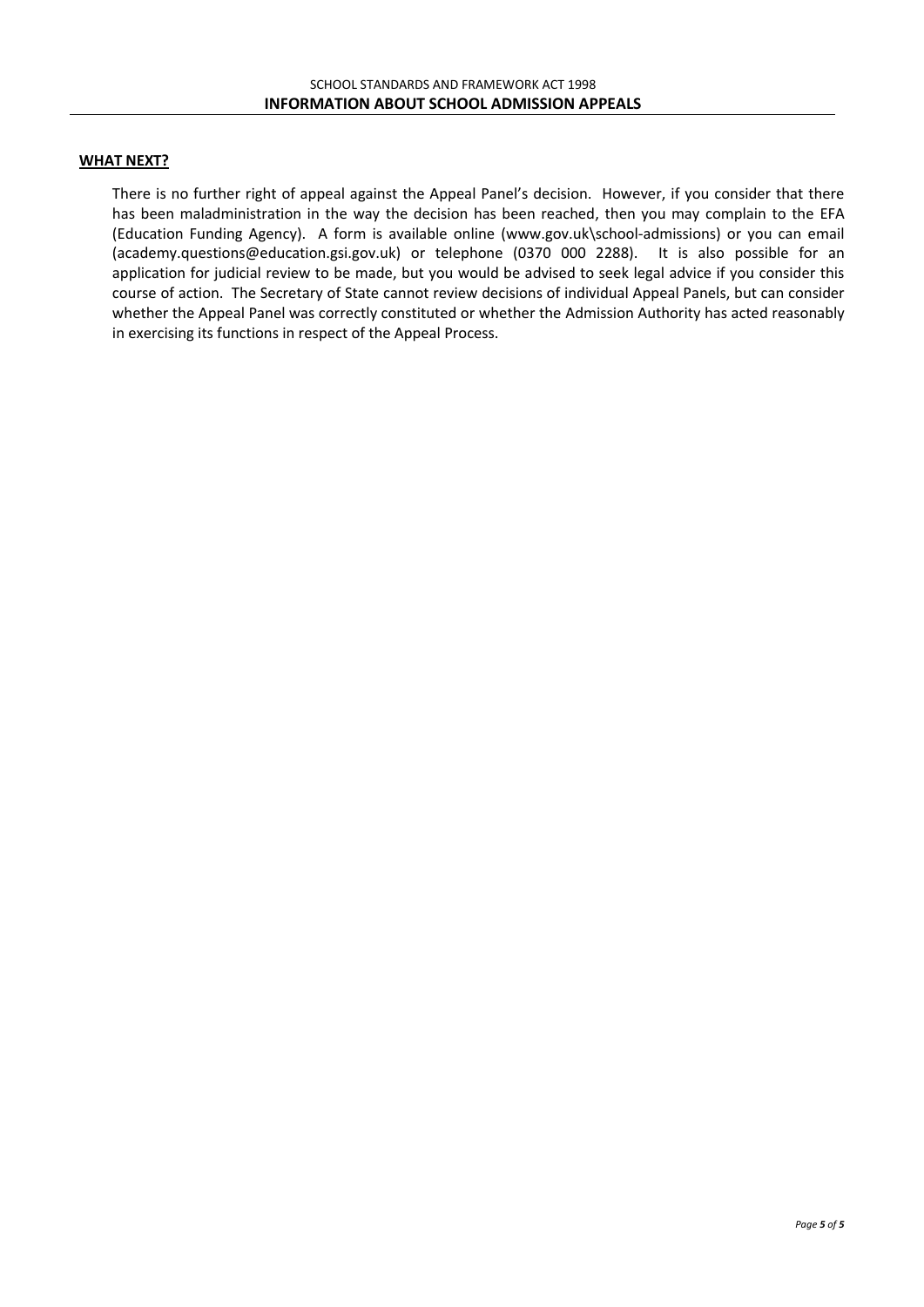## WHAT NEXT?

There is no further right of appeal against the Appeal Panel's decision. However, if you consider that there has been maladministration in the way the decision has been reached, then you may complain to the EFA (Education Funding Agency). A form is available online (www.gov.uk\school-admissions) or you can email (academy.questions@education.gsi.gov.uk) or telephone (0370 000 2288). It is also possible for an application for judicial review to be made, but you would be advised to seek legal advice if you consider this course of action. The Secretary of State cannot review decisions of individual Appeal Panels, but can consider whether the Appeal Panel was correctly constituted or whether the Admission Authority has acted reasonably in exercising its functions in respect of the Appeal Process.